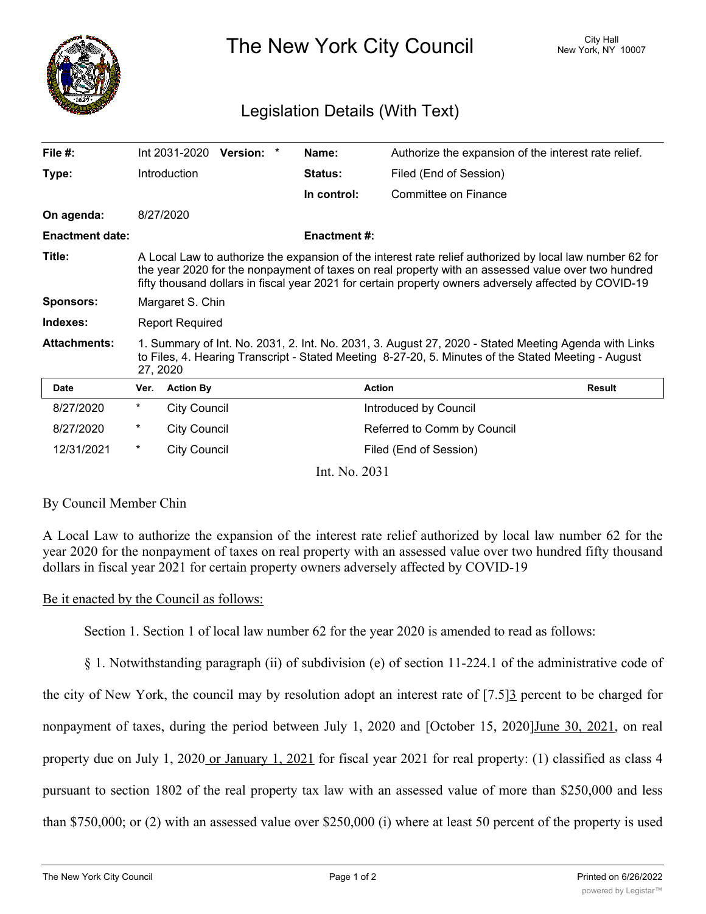# The New York City Council

City Hall
New York, NY 10007

## Legislation Details (With Text)

| | | | |
|---|---|---|---|
| **File #:** | Int 2031-2020 **Version:** * | **Name:** | Authorize the expansion of the interest rate relief. |
| **Type:** | Introduction | **Status:** | Filed (End of Session) |
| | | **In control:** | Committee on Finance |
| **On agenda:** | 8/27/2020 | | |
| **Enactment date:** | | **Enactment #:** | |

**Title:** A Local Law to authorize the expansion of the interest rate relief authorized by local law number 62 for the year 2020 for the nonpayment of taxes on real property with an assessed value over two hundred fifty thousand dollars in fiscal year 2021 for certain property owners adversely affected by COVID-19

**Sponsors:** Margaret S. Chin

**Indexes:** Report Required

**Attachments:** 1. Summary of Int. No. 2031, 2. Int. No. 2031, 3. August 27, 2020 - Stated Meeting Agenda with Links to Files, 4. Hearing Transcript - Stated Meeting 8-27-20, 5. Minutes of the Stated Meeting - August 27, 2020

| Date | Ver. | Action By | Action | Result |
|---|---|---|---|---|
| 8/27/2020 | * | City Council | Introduced by Council | |
| 8/27/2020 | * | City Council | Referred to Comm by Council | |
| 12/31/2021 | * | City Council | Filed (End of Session) | |

Int. No. 2031

By Council Member Chin

A Local Law to authorize the expansion of the interest rate relief authorized by local law number 62 for the year 2020 for the nonpayment of taxes on real property with an assessed value over two hundred fifty thousand dollars in fiscal year 2021 for certain property owners adversely affected by COVID-19

<u>Be it enacted by the Council as follows:</u>

Section 1. Section 1 of local law number 62 for the year 2020 is amended to read as follows:

§ 1. Notwithstanding paragraph (ii) of subdivision (e) of section 11-224.1 of the administrative code of the city of New York, the council may by resolution adopt an interest rate of [7.5]<u>3</u> percent to be charged for nonpayment of taxes, during the period between July 1, 2020 and [October 15, 2020]<u>June 30, 2021</u>, on real property due on July 1, 2020<u> or January 1, 2021</u> for fiscal year 2021 for real property: (1) classified as class 4 pursuant to section 1802 of the real property tax law with an assessed value of more than $250,000 and less than $750,000; or (2) with an assessed value over $250,000 (i) where at least 50 percent of the property is used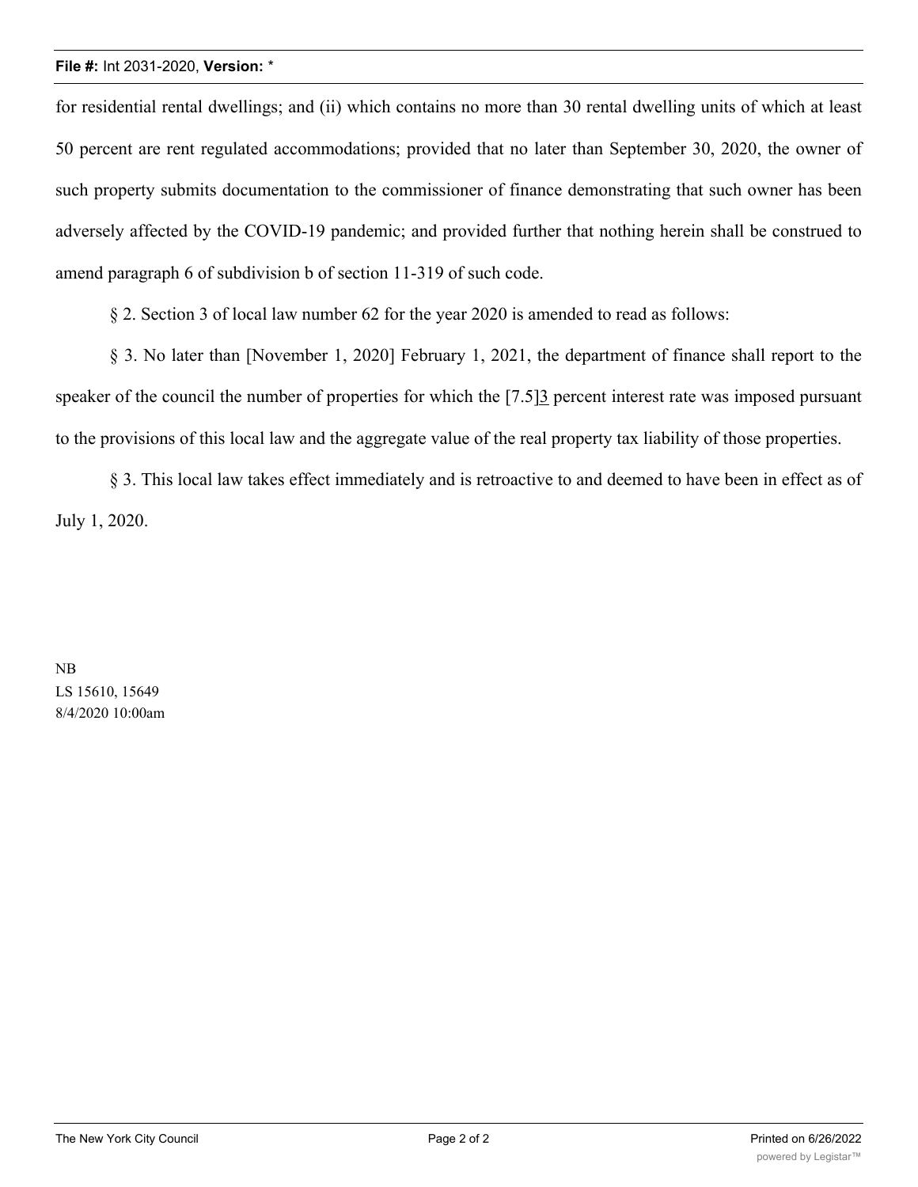for residential rental dwellings; and (ii) which contains no more than 30 rental dwelling units of which at least 50 percent are rent regulated accommodations; provided that no later than September 30, 2020, the owner of such property submits documentation to the commissioner of finance demonstrating that such owner has been adversely affected by the COVID-19 pandemic; and provided further that nothing herein shall be construed to amend paragraph 6 of subdivision b of section 11-319 of such code.

§ 2. Section 3 of local law number 62 for the year 2020 is amended to read as follows:

§ 3. No later than [November 1, 2020] February 1, 2021, the department of finance shall report to the speaker of the council the number of properties for which the [7.5]3 percent interest rate was imposed pursuant to the provisions of this local law and the aggregate value of the real property tax liability of those properties.

§ 3. This local law takes effect immediately and is retroactive to and deemed to have been in effect as of July 1, 2020.

NB
LS 15610, 15649
8/4/2020 10:00am